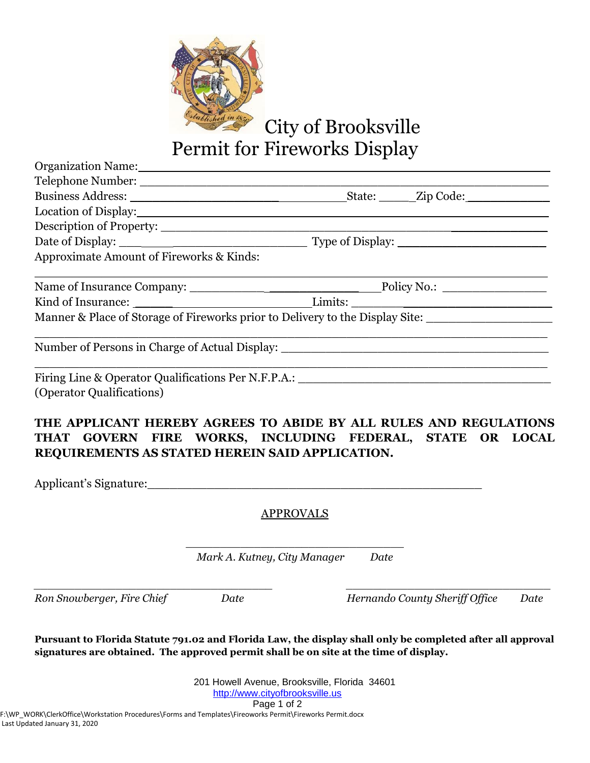# City of Brooksville
## Permit for Fireworks Display

Organization Name: ______________________________________________

Telephone Number: ______________________________________________

Business Address: ______________________________ State: _____ Zip Code: ____________

Location of Display: ______________________________________________

Description of Property: ______________________________________________

Date of Display: ______________________ Type of Display: ______________________

Approximate Amount of Fireworks & Kinds:

______________________________________________________________________

Name of Insurance Company: ______________________ Policy No.: ______________

Kind of Insurance: ______________________ Limits: ______________________

Manner & Place of Storage of Fireworks prior to Delivery to the Display Site: ______________

______________________________________________________________________

Number of Persons in Charge of Actual Display: ______________________________

______________________________________________________________________

Firing Line & Operator Qualifications Per N.F.P.A.: ______________________________
(Operator Qualifications)

**THE APPLICANT HEREBY AGREES TO ABIDE BY ALL RULES AND REGULATIONS THAT GOVERN FIRE WORKS, INCLUDING FEDERAL, STATE OR LOCAL REQUIREMENTS AS STATED HEREIN SAID APPLICATION.**

Applicant's Signature: ______________________________________________

APPROVALS

______________________________
*Mark A. Kutney, City Manager* *Date*

______________________________
*Ron Snowberger, Fire Chief* *Date*

______________________________
*Hernando County Sheriff Office* *Date*

**Pursuant to Florida Statute 791.02 and Florida Law, the display shall only be completed after all approval signatures are obtained. The approved permit shall be on site at the time of display.**

201 Howell Avenue, Brooksville, Florida 34601
http://www.cityofbrooksville.us

F:\WP_WORK\ClerkOffice\Workstation Procedures\Forms and Templates\Fireoworks Permit\Fireworks Permit.docx
Last Updated January 31, 2020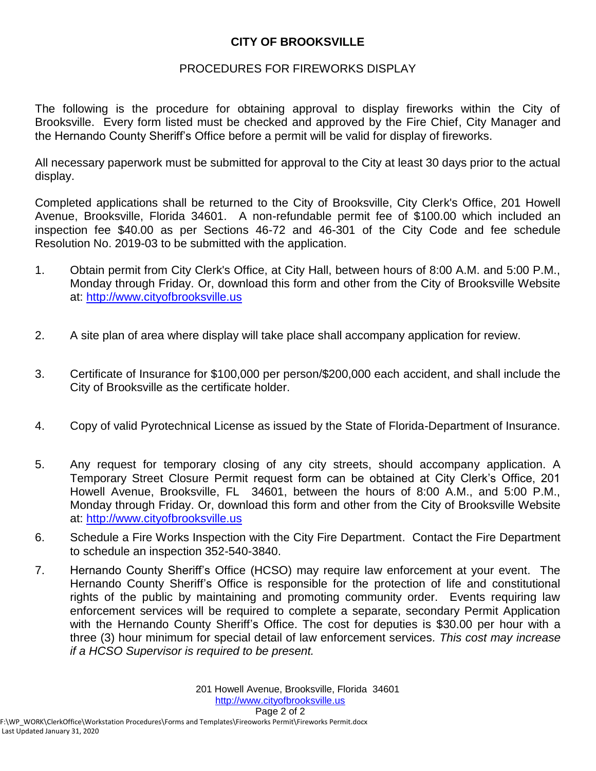**CITY OF BROOKSVILLE**

PROCEDURES FOR FIREWORKS DISPLAY

The following is the procedure for obtaining approval to display fireworks within the City of Brooksville. Every form listed must be checked and approved by the Fire Chief, City Manager and the Hernando County Sheriff's Office before a permit will be valid for display of fireworks.

All necessary paperwork must be submitted for approval to the City at least 30 days prior to the actual display.

Completed applications shall be returned to the City of Brooksville, City Clerk's Office, 201 Howell Avenue, Brooksville, Florida 34601. A non-refundable permit fee of $100.00 which included an inspection fee $40.00 as per Sections 46-72 and 46-301 of the City Code and fee schedule Resolution No. 2019-03 to be submitted with the application.

1. Obtain permit from City Clerk's Office, at City Hall, between hours of 8:00 A.M. and 5:00 P.M., Monday through Friday. Or, download this form and other from the City of Brooksville Website at: http://www.cityofbrooksville.us

2. A site plan of area where display will take place shall accompany application for review.

3. Certificate of Insurance for $100,000 per person/$200,000 each accident, and shall include the City of Brooksville as the certificate holder.

4. Copy of valid Pyrotechnical License as issued by the State of Florida-Department of Insurance.

5. Any request for temporary closing of any city streets, should accompany application. A Temporary Street Closure Permit request form can be obtained at City Clerk's Office, 201 Howell Avenue, Brooksville, FL 34601, between the hours of 8:00 A.M., and 5:00 P.M., Monday through Friday. Or, download this form and other from the City of Brooksville Website at: http://www.cityofbrooksville.us

6. Schedule a Fire Works Inspection with the City Fire Department. Contact the Fire Department to schedule an inspection 352-540-3840.

7. Hernando County Sheriff's Office (HCSO) may require law enforcement at your event. The Hernando County Sheriff's Office is responsible for the protection of life and constitutional rights of the public by maintaining and promoting community order. Events requiring law enforcement services will be required to complete a separate, secondary Permit Application with the Hernando County Sheriff's Office. The cost for deputies is $30.00 per hour with a three (3) hour minimum for special detail of law enforcement services. *This cost may increase if a HCSO Supervisor is required to be present.*

201 Howell Avenue, Brooksville, Florida 34601
http://www.cityofbrooksville.us

F:\WP_WORK\ClerkOffice\Workstation Procedures\Forms and Templates\Fireoworks Permit\Fireworks Permit.docx
Last Updated January 31, 2020